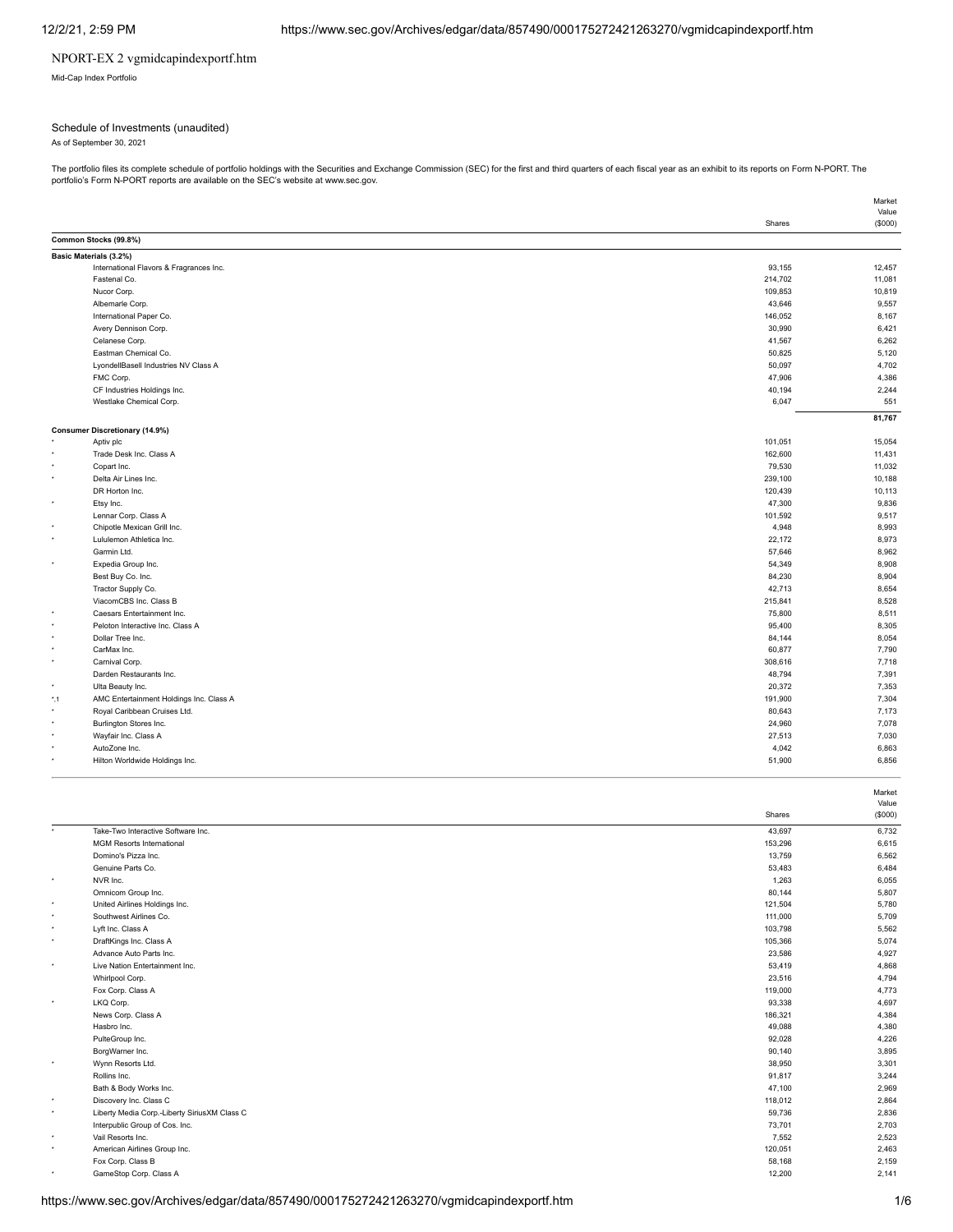NPORT-EX 2 vgmidcapindexportf.htm

Mid-Cap Index Portfolio

## Schedule of Investments (unaudited)

As of September 30, 2021

The portfolio files its complete schedule of portfolio holdings with the Securities and Exchange Commission (SEC) for the first and third quarters of each fiscal year as an exhibit to its reports on Form N-PORT. The portfolio's Form N-PORT reports are available on the SEC's website at www.sec.gov.

| | | Shares | Market Value ($000) |
|---|---|---|---|
| **Common Stocks (99.8%)** | | | |
| **Basic Materials (3.2%)** | | | |
| | International Flavors & Fragrances Inc. | 93,155 | 12,457 |
| | Fastenal Co. | 214,702 | 11,081 |
| | Nucor Corp. | 109,853 | 10,819 |
| | Albemarle Corp. | 43,646 | 9,557 |
| | International Paper Co. | 146,052 | 8,167 |
| | Avery Dennison Corp. | 30,990 | 6,421 |
| | Celanese Corp. | 41,567 | 6,262 |
| | Eastman Chemical Co. | 50,825 | 5,120 |
| | LyondellBasell Industries NV Class A | 50,097 | 4,702 |
| | FMC Corp. | 47,906 | 4,386 |
| | CF Industries Holdings Inc. | 40,194 | 2,244 |
| | Westlake Chemical Corp. | 6,047 | 551 |
| | | | 81,767 |
| **Consumer Discretionary (14.9%)** | | | |
| * | Aptiv plc | 101,051 | 15,054 |
| * | Trade Desk Inc. Class A | 162,600 | 11,431 |
| * | Copart Inc. | 79,530 | 11,032 |
| * | Delta Air Lines Inc. | 239,100 | 10,188 |
| | DR Horton Inc. | 120,439 | 10,113 |
| * | Etsy Inc. | 47,300 | 9,836 |
| | Lennar Corp. Class A | 101,592 | 9,517 |
| * | Chipotle Mexican Grill Inc. | 4,948 | 8,993 |
| * | Lululemon Athletica Inc. | 22,172 | 8,973 |
| | Garmin Ltd. | 57,646 | 8,962 |
| * | Expedia Group Inc. | 54,349 | 8,908 |
| | Best Buy Co. Inc. | 84,230 | 8,904 |
| | Tractor Supply Co. | 42,713 | 8,654 |
| | ViacomCBS Inc. Class B | 215,841 | 8,528 |
| * | Caesars Entertainment Inc. | 75,800 | 8,511 |
| * | Peloton Interactive Inc. Class A | 95,400 | 8,305 |
| * | Dollar Tree Inc. | 84,144 | 8,054 |
| * | CarMax Inc. | 60,877 | 7,790 |
| * | Carnival Corp. | 308,616 | 7,718 |
| | Darden Restaurants Inc. | 48,794 | 7,391 |
| * | Ulta Beauty Inc. | 20,372 | 7,353 |
| *,1 | AMC Entertainment Holdings Inc. Class A | 191,900 | 7,304 |
| * | Royal Caribbean Cruises Ltd. | 80,643 | 7,173 |
| * | Burlington Stores Inc. | 24,960 | 7,078 |
| * | Wayfair Inc. Class A | 27,513 | 7,030 |
| * | AutoZone Inc. | 4,042 | 6,863 |
| * | Hilton Worldwide Holdings Inc. | 51,900 | 6,856 |
| * | Take-Two Interactive Software Inc. | 43,697 | 6,732 |
| | MGM Resorts International | 153,296 | 6,615 |
| | Domino's Pizza Inc. | 13,759 | 6,562 |
| | Genuine Parts Co. | 53,483 | 6,484 |
| * | NVR Inc. | 1,263 | 6,055 |
| | Omnicom Group Inc. | 80,144 | 5,807 |
| * | United Airlines Holdings Inc. | 121,504 | 5,780 |
| * | Southwest Airlines Co. | 111,000 | 5,709 |
| * | Lyft Inc. Class A | 103,798 | 5,562 |
| * | DraftKings Inc. Class A | 105,366 | 5,074 |
| | Advance Auto Parts Inc. | 23,586 | 4,927 |
| * | Live Nation Entertainment Inc. | 53,419 | 4,868 |
| | Whirlpool Corp. | 23,516 | 4,794 |
| | Fox Corp. Class A | 119,000 | 4,773 |
| * | LKQ Corp. | 93,338 | 4,697 |
| | News Corp. Class A | 186,321 | 4,384 |
| | Hasbro Inc. | 49,088 | 4,380 |
| | PulteGroup Inc. | 92,028 | 4,226 |
| | BorgWarner Inc. | 90,140 | 3,895 |
| * | Wynn Resorts Ltd. | 38,950 | 3,301 |
| | Rollins Inc. | 91,817 | 3,244 |
| | Bath & Body Works Inc. | 47,100 | 2,969 |
| * | Discovery Inc. Class C | 118,012 | 2,864 |
| * | Liberty Media Corp.-Liberty SiriusXM Class C | 59,736 | 2,836 |
| | Interpublic Group of Cos. Inc. | 73,701 | 2,703 |
| * | Vail Resorts Inc. | 7,552 | 2,523 |
| * | American Airlines Group Inc. | 120,051 | 2,463 |
| | Fox Corp. Class B | 58,168 | 2,159 |
| * | GameStop Corp. Class A | 12,200 | 2,141 |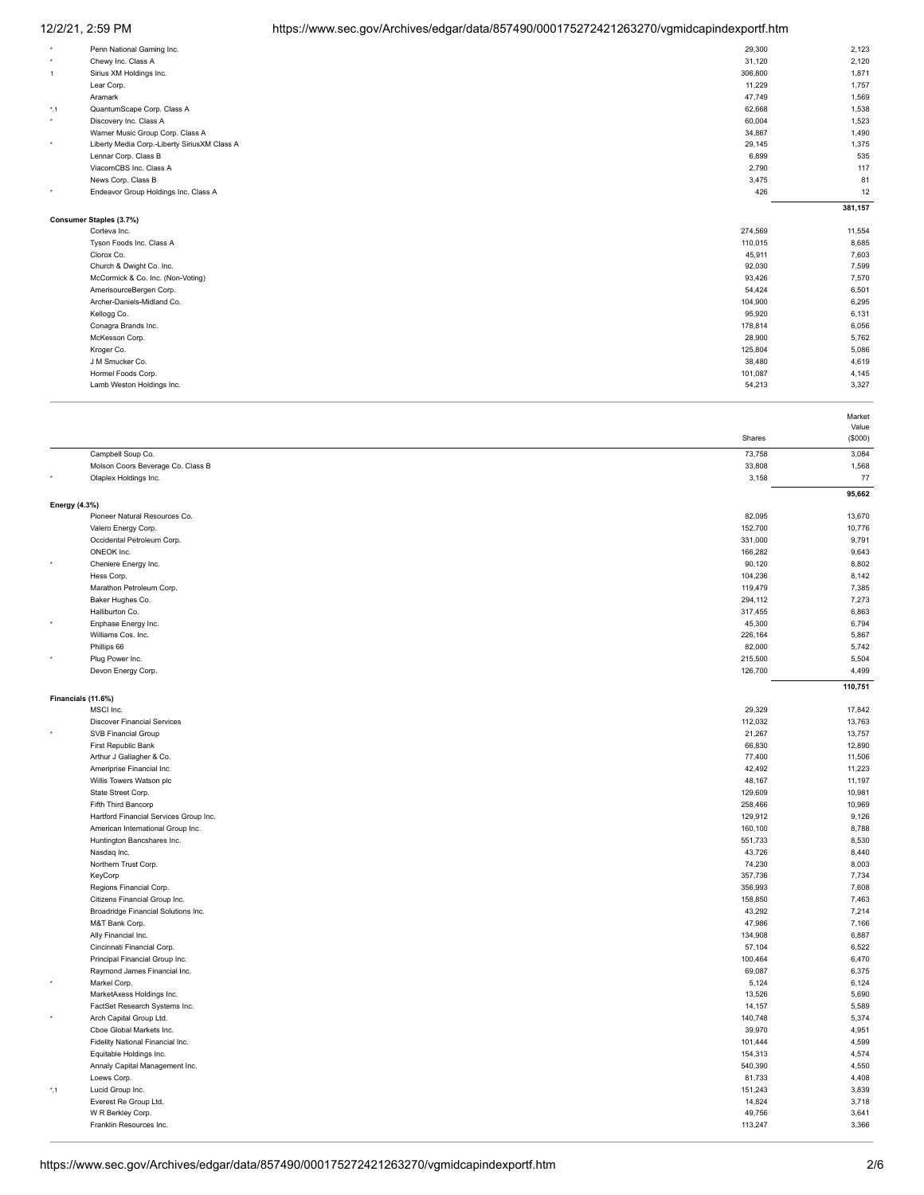| | | Shares | Market Value ($000) |
|---|---|---|---|
| * | Penn National Gaming Inc. | 29,300 | 2,123 |
| * | Chewy Inc. Class A | 31,120 | 2,120 |
| 1 | Sirius XM Holdings Inc. | 306,800 | 1,871 |
| | Lear Corp. | 11,229 | 1,757 |
| | Aramark | 47,749 | 1,569 |
| *,1 | QuantumScape Corp. Class A | 62,668 | 1,538 |
| * | Discovery Inc. Class A | 60,004 | 1,523 |
| | Warner Music Group Corp. Class A | 34,867 | 1,490 |
| * | Liberty Media Corp.-Liberty SiriusXM Class A | 29,145 | 1,375 |
| | Lennar Corp. Class B | 6,899 | 535 |
| | ViacomCBS Inc. Class A | 2,790 | 117 |
| | News Corp. Class B | 3,475 | 81 |
| * | Endeavor Group Holdings Inc. Class A | 426 | 12 |
| | | | **381,157** |
| **Consumer Staples (3.7%)** | | | |
| | Corteva Inc. | 274,569 | 11,554 |
| | Tyson Foods Inc. Class A | 110,015 | 8,685 |
| | Clorox Co. | 45,911 | 7,603 |
| | Church & Dwight Co. Inc. | 92,030 | 7,599 |
| | McCormick & Co. Inc. (Non-Voting) | 93,426 | 7,570 |
| | AmerisourceBergen Corp. | 54,424 | 6,501 |
| | Archer-Daniels-Midland Co. | 104,900 | 6,295 |
| | Kellogg Co. | 95,920 | 6,131 |
| | Conagra Brands Inc. | 178,814 | 6,056 |
| | McKesson Corp. | 28,900 | 5,762 |
| | Kroger Co. | 125,804 | 5,086 |
| | J M Smucker Co. | 38,480 | 4,619 |
| | Hormel Foods Corp. | 101,087 | 4,145 |
| | Lamb Weston Holdings Inc. | 54,213 | 3,327 |
| | Campbell Soup Co. | 73,758 | 3,084 |
| | Molson Coors Beverage Co. Class B | 33,808 | 1,568 |
| * | Olaplex Holdings Inc. | 3,158 | 77 |
| | | | **95,662** |
| **Energy (4.3%)** | | | |
| | Pioneer Natural Resources Co. | 82,095 | 13,670 |
| | Valero Energy Corp. | 152,700 | 10,776 |
| | Occidental Petroleum Corp. | 331,000 | 9,791 |
| | ONEOK Inc. | 166,282 | 9,643 |
| * | Cheniere Energy Inc. | 90,120 | 8,802 |
| | Hess Corp. | 104,236 | 8,142 |
| | Marathon Petroleum Corp. | 119,479 | 7,385 |
| | Baker Hughes Co. | 294,112 | 7,273 |
| | Halliburton Co. | 317,455 | 6,863 |
| * | Enphase Energy Inc. | 45,300 | 6,794 |
| | Williams Cos. Inc. | 226,164 | 5,867 |
| | Phillips 66 | 82,000 | 5,742 |
| * | Plug Power Inc. | 215,500 | 5,504 |
| | Devon Energy Corp. | 126,700 | 4,499 |
| | | | **110,751** |
| **Financials (11.6%)** | | | |
| | MSCI Inc. | 29,329 | 17,842 |
| | Discover Financial Services | 112,032 | 13,763 |
| * | SVB Financial Group | 21,267 | 13,757 |
| | First Republic Bank | 66,830 | 12,890 |
| | Arthur J Gallagher & Co. | 77,400 | 11,506 |
| | Ameriprise Financial Inc. | 42,492 | 11,223 |
| | Willis Towers Watson plc | 48,167 | 11,197 |
| | State Street Corp. | 129,609 | 10,981 |
| | Fifth Third Bancorp | 258,466 | 10,969 |
| | Hartford Financial Services Group Inc. | 129,912 | 9,126 |
| | American International Group Inc. | 160,100 | 8,788 |
| | Huntington Bancshares Inc. | 551,733 | 8,530 |
| | Nasdaq Inc. | 43,726 | 8,440 |
| | Northern Trust Corp. | 74,230 | 8,003 |
| | KeyCorp | 357,736 | 7,734 |
| | Regions Financial Corp. | 356,993 | 7,608 |
| | Citizens Financial Group Inc. | 158,850 | 7,463 |
| | Broadridge Financial Solutions Inc. | 43,292 | 7,214 |
| | M&T Bank Corp. | 47,986 | 7,166 |
| | Ally Financial Inc. | 134,908 | 6,887 |
| | Cincinnati Financial Corp. | 57,104 | 6,522 |
| | Principal Financial Group Inc. | 100,464 | 6,470 |
| | Raymond James Financial Inc. | 69,087 | 6,375 |
| * | Markel Corp. | 5,124 | 6,124 |
| | MarketAxess Holdings Inc. | 13,526 | 5,690 |
| | FactSet Research Systems Inc. | 14,157 | 5,589 |
| * | Arch Capital Group Ltd. | 140,748 | 5,374 |
| | Cboe Global Markets Inc. | 39,970 | 4,951 |
| | Fidelity National Financial Inc. | 101,444 | 4,599 |
| | Equitable Holdings Inc. | 154,313 | 4,574 |
| | Annaly Capital Management Inc. | 540,390 | 4,550 |
| | Loews Corp. | 81,733 | 4,408 |
| *,1 | Lucid Group Inc. | 151,243 | 3,839 |
| | Everest Re Group Ltd. | 14,824 | 3,718 |
| | W R Berkley Corp. | 49,756 | 3,641 |
| | Franklin Resources Inc. | 113,247 | 3,366 |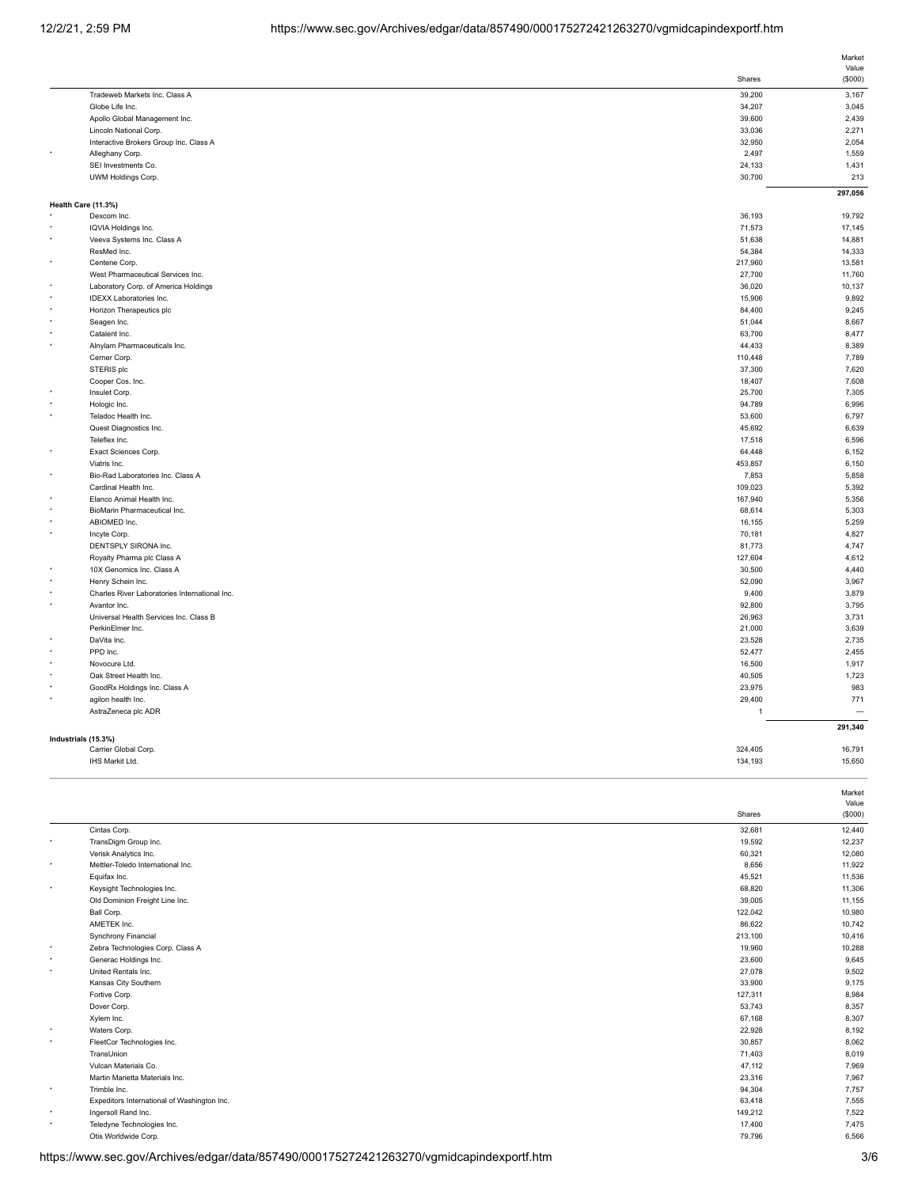| | | Shares | Market Value ($000) |
|---|---|---|---|
| | Tradeweb Markets Inc. Class A | 39,200 | 3,167 |
| | Globe Life Inc. | 34,207 | 3,045 |
| | Apollo Global Management Inc. | 39,600 | 2,439 |
| | Lincoln National Corp. | 33,036 | 2,271 |
| | Interactive Brokers Group Inc. Class A | 32,950 | 2,054 |
| * | Alleghany Corp. | 2,497 | 1,559 |
| | SEI Investments Co. | 24,133 | 1,431 |
| | UWM Holdings Corp. | 30,700 | 213 |
| | | | 297,056 |
| **Health Care (11.3%)** | | | |
| * | Dexcom Inc. | 36,193 | 19,792 |
| * | IQVIA Holdings Inc. | 71,573 | 17,145 |
| * | Veeva Systems Inc. Class A | 51,638 | 14,881 |
| | ResMed Inc. | 54,384 | 14,333 |
| * | Centene Corp. | 217,960 | 13,581 |
| | West Pharmaceutical Services Inc. | 27,700 | 11,760 |
| * | Laboratory Corp. of America Holdings | 36,020 | 10,137 |
| * | IDEXX Laboratories Inc. | 15,906 | 9,892 |
| * | Horizon Therapeutics plc | 84,400 | 9,245 |
| * | Seagen Inc. | 51,044 | 8,667 |
| * | Catalent Inc. | 63,700 | 8,477 |
| * | Alnylam Pharmaceuticals Inc. | 44,433 | 8,389 |
| | Cerner Corp. | 110,448 | 7,789 |
| | STERIS plc | 37,300 | 7,620 |
| | Cooper Cos. Inc. | 18,407 | 7,608 |
| * | Insulet Corp. | 25,700 | 7,305 |
| * | Hologic Inc. | 94,789 | 6,996 |
| * | Teladoc Health Inc. | 53,600 | 6,797 |
| | Quest Diagnostics Inc. | 45,692 | 6,639 |
| | Teleflex Inc. | 17,518 | 6,596 |
| * | Exact Sciences Corp. | 64,448 | 6,152 |
| | Viatris Inc. | 453,857 | 6,150 |
| * | Bio-Rad Laboratories Inc. Class A | 7,853 | 5,858 |
| | Cardinal Health Inc. | 109,023 | 5,392 |
| * | Elanco Animal Health Inc. | 167,940 | 5,356 |
| * | BioMarin Pharmaceutical Inc. | 68,614 | 5,303 |
| * | ABIOMED Inc. | 16,155 | 5,259 |
| * | Incyte Corp. | 70,181 | 4,827 |
| | DENTSPLY SIRONA Inc. | 81,773 | 4,747 |
| | Royalty Pharma plc Class A | 127,604 | 4,612 |
| * | 10X Genomics Inc. Class A | 30,500 | 4,440 |
| * | Henry Schein Inc. | 52,090 | 3,967 |
| * | Charles River Laboratories International Inc. | 9,400 | 3,879 |
| * | Avantor Inc. | 92,800 | 3,795 |
| | Universal Health Services Inc. Class B | 26,963 | 3,731 |
| | PerkinElmer Inc. | 21,000 | 3,639 |
| * | DaVita Inc. | 23,528 | 2,735 |
| * | PPD Inc. | 52,477 | 2,455 |
| * | Novocure Ltd. | 16,500 | 1,917 |
| * | Oak Street Health Inc. | 40,505 | 1,723 |
| * | GoodRx Holdings Inc. Class A | 23,975 | 983 |
| * | agilon health Inc. | 29,400 | 771 |
| | AstraZeneca plc ADR | 1 | — |
| | | | 291,340 |
| **Industrials (15.3%)** | | | |
| | Carrier Global Corp. | 324,405 | 16,791 |
| | IHS Markit Ltd. | 134,193 | 15,650 |
| | Cintas Corp. | 32,681 | 12,440 |
| * | TransDigm Group Inc. | 19,592 | 12,237 |
| | Verisk Analytics Inc. | 60,321 | 12,080 |
| * | Mettler-Toledo International Inc. | 8,656 | 11,922 |
| | Equifax Inc. | 45,521 | 11,536 |
| * | Keysight Technologies Inc. | 68,820 | 11,306 |
| | Old Dominion Freight Line Inc. | 39,005 | 11,155 |
| | Ball Corp. | 122,042 | 10,980 |
| | AMETEK Inc. | 86,622 | 10,742 |
| | Synchrony Financial | 213,100 | 10,416 |
| * | Zebra Technologies Corp. Class A | 19,960 | 10,288 |
| * | Generac Holdings Inc. | 23,600 | 9,645 |
| * | United Rentals Inc. | 27,078 | 9,502 |
| | Kansas City Southern | 33,900 | 9,175 |
| | Fortive Corp. | 127,311 | 8,984 |
| | Dover Corp. | 53,743 | 8,357 |
| | Xylem Inc. | 67,168 | 8,307 |
| * | Waters Corp. | 22,928 | 8,192 |
| * | FleetCor Technologies Inc. | 30,857 | 8,062 |
| | TransUnion | 71,403 | 8,019 |
| | Vulcan Materials Co. | 47,112 | 7,969 |
| | Martin Marietta Materials Inc. | 23,316 | 7,967 |
| * | Trimble Inc. | 94,304 | 7,757 |
| | Expeditors International of Washington Inc. | 63,418 | 7,555 |
| * | Ingersoll Rand Inc. | 149,212 | 7,522 |
| * | Teledyne Technologies Inc. | 17,400 | 7,475 |
| | Otis Worldwide Corp. | 79,796 | 6,566 |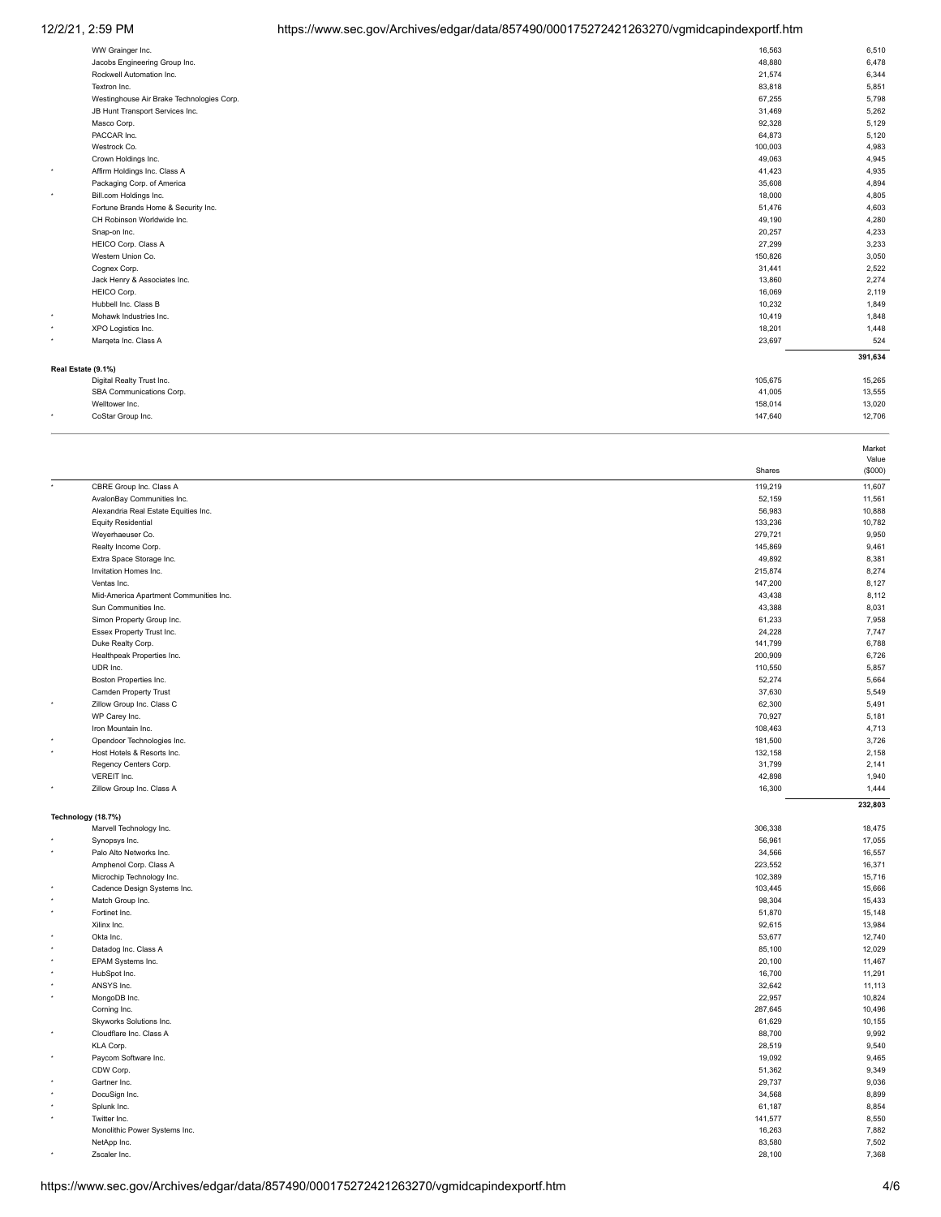| | | Shares | Market Value ($000) |
|---|---|---|---|
| | WW Grainger Inc. | 16,563 | 6,510 |
| | Jacobs Engineering Group Inc. | 48,880 | 6,478 |
| | Rockwell Automation Inc. | 21,574 | 6,344 |
| | Textron Inc. | 83,818 | 5,851 |
| | Westinghouse Air Brake Technologies Corp. | 67,255 | 5,798 |
| | JB Hunt Transport Services Inc. | 31,469 | 5,262 |
| | Masco Corp. | 92,328 | 5,129 |
| | PACCAR Inc. | 64,873 | 5,120 |
| | Westrock Co. | 100,003 | 4,983 |
| | Crown Holdings Inc. | 49,063 | 4,945 |
| * | Affirm Holdings Inc. Class A | 41,423 | 4,935 |
| | Packaging Corp. of America | 35,608 | 4,894 |
| * | Bill.com Holdings Inc. | 18,000 | 4,805 |
| | Fortune Brands Home & Security Inc. | 51,476 | 4,603 |
| | CH Robinson Worldwide Inc. | 49,190 | 4,280 |
| | Snap-on Inc. | 20,257 | 4,233 |
| | HEICO Corp. Class A | 27,299 | 3,233 |
| | Western Union Co. | 150,826 | 3,050 |
| | Cognex Corp. | 31,441 | 2,522 |
| | Jack Henry & Associates Inc. | 13,860 | 2,274 |
| | HEICO Corp. | 16,069 | 2,119 |
| | Hubbell Inc. Class B | 10,232 | 1,849 |
| * | Mohawk Industries Inc. | 10,419 | 1,848 |
| * | XPO Logistics Inc. | 18,201 | 1,448 |
| * | Marqeta Inc. Class A | 23,697 | 524 |
| | | | **391,634** |
| **Real Estate (9.1%)** | | | |
| | Digital Realty Trust Inc. | 105,675 | 15,265 |
| | SBA Communications Corp. | 41,005 | 13,555 |
| | Welltower Inc. | 158,014 | 13,020 |
| * | CoStar Group Inc. | 147,640 | 12,706 |
| * | CBRE Group Inc. Class A | 119,219 | 11,607 |
| | AvalonBay Communities Inc. | 52,159 | 11,561 |
| | Alexandria Real Estate Equities Inc. | 56,983 | 10,888 |
| | Equity Residential | 133,236 | 10,782 |
| | Weyerhaeuser Co. | 279,721 | 9,950 |
| | Realty Income Corp. | 145,869 | 9,461 |
| | Extra Space Storage Inc. | 49,892 | 8,381 |
| | Invitation Homes Inc. | 215,874 | 8,274 |
| | Ventas Inc. | 147,200 | 8,127 |
| | Mid-America Apartment Communities Inc. | 43,438 | 8,112 |
| | Sun Communities Inc. | 43,388 | 8,031 |
| | Simon Property Group Inc. | 61,233 | 7,958 |
| | Essex Property Trust Inc. | 24,228 | 7,747 |
| | Duke Realty Corp. | 141,799 | 6,788 |
| | Healthpeak Properties Inc. | 200,909 | 6,726 |
| | UDR Inc. | 110,550 | 5,857 |
| | Boston Properties Inc. | 52,274 | 5,664 |
| | Camden Property Trust | 37,630 | 5,549 |
| * | Zillow Group Inc. Class C | 62,300 | 5,491 |
| | WP Carey Inc. | 70,927 | 5,181 |
| | Iron Mountain Inc. | 108,463 | 4,713 |
| * | Opendoor Technologies Inc. | 181,500 | 3,726 |
| * | Host Hotels & Resorts Inc. | 132,158 | 2,158 |
| | Regency Centers Corp. | 31,799 | 2,141 |
| | VEREIT Inc. | 42,898 | 1,940 |
| * | Zillow Group Inc. Class A | 16,300 | 1,444 |
| | | | **232,803** |
| **Technology (18.7%)** | | | |
| | Marvell Technology Inc. | 306,338 | 18,475 |
| * | Synopsys Inc. | 56,961 | 17,055 |
| * | Palo Alto Networks Inc. | 34,566 | 16,557 |
| | Amphenol Corp. Class A | 223,552 | 16,371 |
| | Microchip Technology Inc. | 102,389 | 15,716 |
| * | Cadence Design Systems Inc. | 103,445 | 15,666 |
| * | Match Group Inc. | 98,304 | 15,433 |
| * | Fortinet Inc. | 51,870 | 15,148 |
| | Xilinx Inc. | 92,615 | 13,984 |
| * | Okta Inc. | 53,677 | 12,740 |
| * | Datadog Inc. Class A | 85,100 | 12,029 |
| * | EPAM Systems Inc. | 20,100 | 11,467 |
| * | HubSpot Inc. | 16,700 | 11,291 |
| * | ANSYS Inc. | 32,642 | 11,113 |
| * | MongoDB Inc. | 22,957 | 10,824 |
| | Corning Inc. | 287,645 | 10,496 |
| | Skyworks Solutions Inc. | 61,629 | 10,155 |
| * | Cloudflare Inc. Class A | 88,700 | 9,992 |
| | KLA Corp. | 28,519 | 9,540 |
| * | Paycom Software Inc. | 19,092 | 9,465 |
| | CDW Corp. | 51,362 | 9,349 |
| * | Gartner Inc. | 29,737 | 9,036 |
| * | DocuSign Inc. | 34,568 | 8,899 |
| * | Splunk Inc. | 61,187 | 8,854 |
| * | Twitter Inc. | 141,577 | 8,550 |
| | Monolithic Power Systems Inc. | 16,263 | 7,882 |
| | NetApp Inc. | 83,580 | 7,502 |
| * | Zscaler Inc. | 28,100 | 7,368 |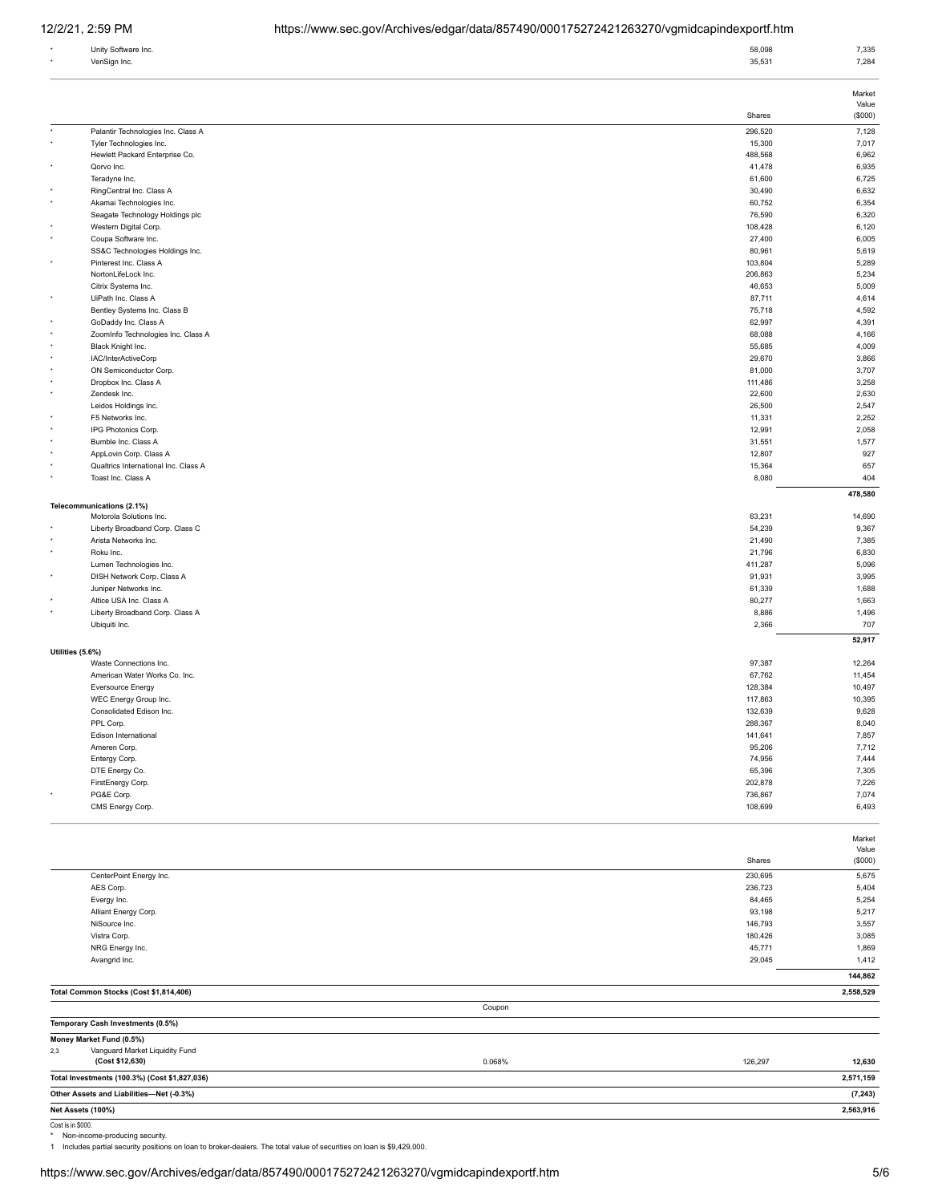| | | Shares | Market Value ($000) |
|---|---|---|---|
| * | Unity Software Inc. | 58,098 | 7,335 |
| * | VeriSign Inc. | 35,531 | 7,284 |
| * | Palantir Technologies Inc. Class A | 296,520 | 7,128 |
| * | Tyler Technologies Inc. | 15,300 | 7,017 |
| | Hewlett Packard Enterprise Co. | 488,568 | 6,962 |
| * | Qorvo Inc. | 41,478 | 6,935 |
| | Teradyne Inc. | 61,600 | 6,725 |
| * | RingCentral Inc. Class A | 30,490 | 6,632 |
| * | Akamai Technologies Inc. | 60,752 | 6,354 |
| | Seagate Technology Holdings plc | 76,590 | 6,320 |
| * | Western Digital Corp. | 108,428 | 6,120 |
| * | Coupa Software Inc. | 27,400 | 6,005 |
| | SS&C Technologies Holdings Inc. | 80,961 | 5,619 |
| * | Pinterest Inc. Class A | 103,804 | 5,289 |
| | NortonLifeLock Inc. | 206,863 | 5,234 |
| | Citrix Systems Inc. | 46,653 | 5,009 |
| * | UiPath Inc. Class A | 87,711 | 4,614 |
| | Bentley Systems Inc. Class B | 75,718 | 4,592 |
| * | GoDaddy Inc. Class A | 62,997 | 4,391 |
| * | ZoomInfo Technologies Inc. Class A | 68,088 | 4,166 |
| * | Black Knight Inc. | 55,685 | 4,009 |
| * | IAC/InterActiveCorp | 29,670 | 3,866 |
| * | ON Semiconductor Corp. | 81,000 | 3,707 |
| * | Dropbox Inc. Class A | 111,486 | 3,258 |
| * | Zendesk Inc. | 22,600 | 2,630 |
| | Leidos Holdings Inc. | 26,500 | 2,547 |
| * | F5 Networks Inc. | 11,331 | 2,252 |
| * | IPG Photonics Corp. | 12,991 | 2,058 |
| * | Bumble Inc. Class A | 31,551 | 1,577 |
| * | AppLovin Corp. Class A | 12,807 | 927 |
| * | Qualtrics International Inc. Class A | 15,364 | 657 |
| * | Toast Inc. Class A | 8,080 | 404 |
| | | | **478,580** |
| | **Telecommunications (2.1%)** | | |
| | Motorola Solutions Inc. | 63,231 | 14,690 |
| * | Liberty Broadband Corp. Class C | 54,239 | 9,367 |
| * | Arista Networks Inc. | 21,490 | 7,385 |
| * | Roku Inc. | 21,796 | 6,830 |
| | Lumen Technologies Inc. | 411,287 | 5,096 |
| * | DISH Network Corp. Class A | 91,931 | 3,995 |
| | Juniper Networks Inc. | 61,339 | 1,688 |
| * | Altice USA Inc. Class A | 80,277 | 1,663 |
| * | Liberty Broadband Corp. Class A | 8,886 | 1,496 |
| | Ubiquiti Inc. | 2,366 | 707 |
| | | | **52,917** |
| | **Utilities (5.6%)** | | |
| | Waste Connections Inc. | 97,387 | 12,264 |
| | American Water Works Co. Inc. | 67,762 | 11,454 |
| | Eversource Energy | 128,384 | 10,497 |
| | WEC Energy Group Inc. | 117,863 | 10,395 |
| | Consolidated Edison Inc. | 132,639 | 9,628 |
| | PPL Corp. | 288,367 | 8,040 |
| | Edison International | 141,641 | 7,857 |
| | Ameren Corp. | 95,206 | 7,712 |
| | Entergy Corp. | 74,956 | 7,444 |
| | DTE Energy Co. | 65,396 | 7,305 |
| | FirstEnergy Corp. | 202,878 | 7,226 |
| * | PG&E Corp. | 736,867 | 7,074 |
| | CMS Energy Corp. | 108,699 | 6,493 |
| | CenterPoint Energy Inc. | 230,695 | 5,675 |
| | AES Corp. | 236,723 | 5,404 |
| | Evergy Inc. | 84,465 | 5,254 |
| | Alliant Energy Corp. | 93,198 | 5,217 |
| | NiSource Inc. | 146,793 | 3,557 |
| | Vistra Corp. | 180,426 | 3,085 |
| | NRG Energy Inc. | 45,771 | 1,869 |
| | Avangrid Inc. | 29,045 | 1,412 |
| | | | **144,862** |
| | **Total Common Stocks (Cost $1,814,406)** | | **2,558,529** |

| | | Coupon | Shares | Market Value ($000) |
|---|---|---|---|---|
| | **Temporary Cash Investments (0.5%)** | | | |
| | **Money Market Fund (0.5%)** | | | |
| 2,3 | Vanguard Market Liquidity Fund **(Cost $12,630)** | 0.068% | 126,297 | **12,630** |
| | **Total Investments (100.3%) (Cost $1,827,036)** | | | **2,571,159** |
| | **Other Assets and Liabilities—Net (-0.3%)** | | | **(7,243)** |
| | **Net Assets (100%)** | | | **2,563,916** |

Cost is in $000.

\* Non-income-producing security.

1 Includes partial security positions on loan to broker-dealers. The total value of securities on loan is $9,429,000.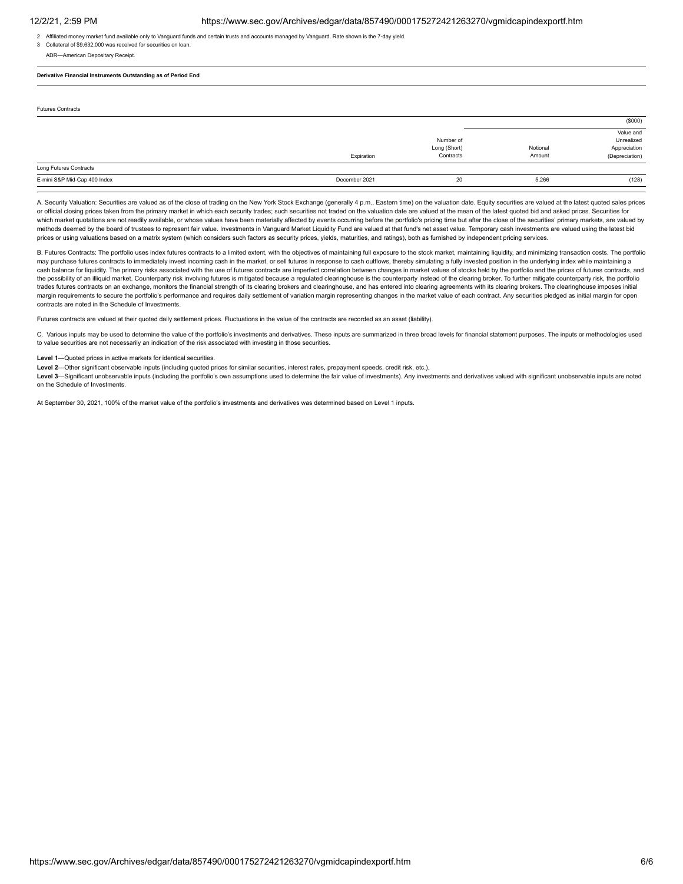2 Affiliated money market fund available only to Vanguard funds and certain trusts and accounts managed by Vanguard. Rate shown is the 7-day yield.
3 Collateral of $9,632,000 was received for securities on loan.

ADR—American Depositary Receipt.

**Derivative Financial Instruments Outstanding as of Period End**

Futures Contracts

| | | | | ($000) |
|---|---|---|---|---|
| | Expiration | Number of Long (Short) Contracts | Notional Amount | Value and Unrealized Appreciation (Depreciation) |
| Long Futures Contracts | | | | |
| E-mini S&P Mid-Cap 400 Index | December 2021 | 20 | 5,266 | (128) |

A. Security Valuation: Securities are valued as of the close of trading on the New York Stock Exchange (generally 4 p.m., Eastern time) on the valuation date. Equity securities are valued at the latest quoted sales prices or official closing prices taken from the primary market in which each security trades; such securities not traded on the valuation date are valued at the mean of the latest quoted bid and asked prices. Securities for which market quotations are not readily available, or whose values have been materially affected by events occurring before the portfolio's pricing time but after the close of the securities' primary markets, are valued by methods deemed by the board of trustees to represent fair value. Investments in Vanguard Market Liquidity Fund are valued at that fund's net asset value. Temporary cash investments are valued using the latest bid prices or using valuations based on a matrix system (which considers such factors as security prices, yields, maturities, and ratings), both as furnished by independent pricing services.

B. Futures Contracts: The portfolio uses index futures contracts to a limited extent, with the objectives of maintaining full exposure to the stock market, maintaining liquidity, and minimizing transaction costs. The portfolio may purchase futures contracts to immediately invest incoming cash in the market, or sell futures in response to cash outflows, thereby simulating a fully invested position in the underlying index while maintaining a cash balance for liquidity. The primary risks associated with the use of futures contracts are imperfect correlation between changes in market values of stocks held by the portfolio and the prices of futures contracts, and the possibility of an illiquid market. Counterparty risk involving futures is mitigated because a regulated clearinghouse is the counterparty instead of the clearing broker. To further mitigate counterparty risk, the portfolio trades futures contracts on an exchange, monitors the financial strength of its clearing brokers and clearinghouse, and has entered into clearing agreements with its clearing brokers. The clearinghouse imposes initial margin requirements to secure the portfolio's performance and requires daily settlement of variation margin representing changes in the market value of each contract. Any securities pledged as initial margin for open contracts are noted in the Schedule of Investments.

Futures contracts are valued at their quoted daily settlement prices. Fluctuations in the value of the contracts are recorded as an asset (liability).

C. Various inputs may be used to determine the value of the portfolio's investments and derivatives. These inputs are summarized in three broad levels for financial statement purposes. The inputs or methodologies used to value securities are not necessarily an indication of the risk associated with investing in those securities.

**Level 1**—Quoted prices in active markets for identical securities.
**Level 2**—Other significant observable inputs (including quoted prices for similar securities, interest rates, prepayment speeds, credit risk, etc.).
**Level 3**—Significant unobservable inputs (including the portfolio's own assumptions used to determine the fair value of investments). Any investments and derivatives valued with significant unobservable inputs are noted on the Schedule of Investments.

At September 30, 2021, 100% of the market value of the portfolio's investments and derivatives was determined based on Level 1 inputs.